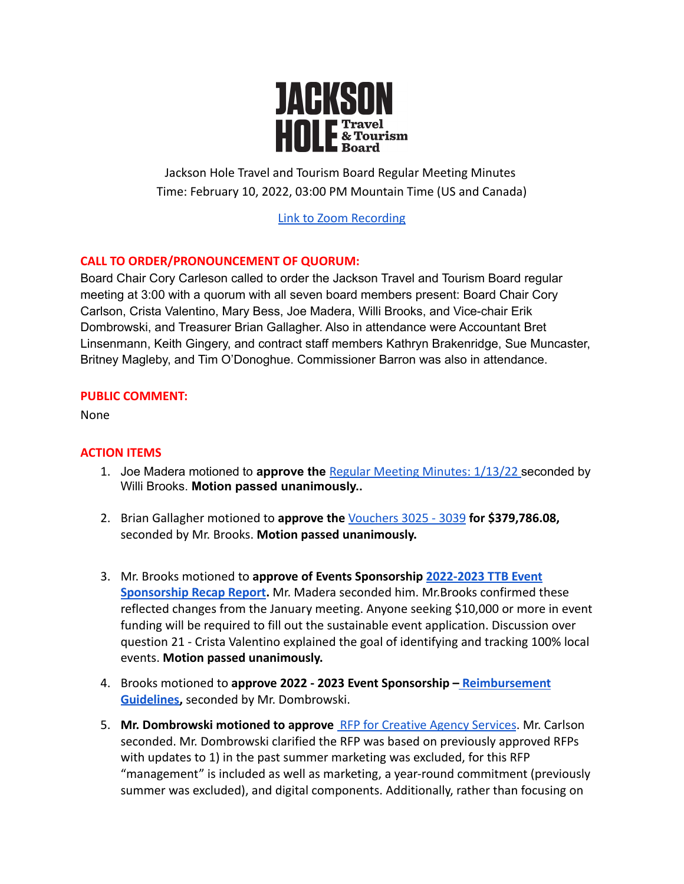# JACKSON HOLE Travel & Tourism Board

Jackson Hole Travel and Tourism Board Regular Meeting Minutes
Time: February 10, 2022, 03:00 PM Mountain Time (US and Canada)

[Link to Zoom Recording]

## CALL TO ORDER/PRONOUNCEMENT OF QUORUM:

Board Chair Cory Carleson called to order the Jackson Travel and Tourism Board regular meeting at 3:00 with a quorum with all seven board members present: Board Chair Cory Carlson, Crista Valentino, Mary Bess, Joe Madera, Willi Brooks, and Vice-chair Erik Dombrowski, and Treasurer Brian Gallagher. Also in attendance were Accountant Bret Linsenmann, Keith Gingery, and contract staff members Kathryn Brakenridge, Sue Muncaster, Britney Magleby, and Tim O'Donoghue. Commissioner Barron was also in attendance.

## PUBLIC COMMENT:

None

## ACTION ITEMS

1. Joe Madera motioned to **approve the** Regular Meeting Minutes: 1/13/22 seconded by Willi Brooks. **Motion passed unanimously..**

2. Brian Gallagher motioned to **approve the** Vouchers 3025 - 3039 **for $379,786.08,** seconded by Mr. Brooks. **Motion passed unanimously.**

3. Mr. Brooks motioned to **approve of Events Sponsorship 2022-2023 TTB Event Sponsorship Recap Report.** Mr. Madera seconded him. Mr.Brooks confirmed these reflected changes from the January meeting. Anyone seeking $10,000 or more in event funding will be required to fill out the sustainable event application. Discussion over question 21 - Crista Valentino explained the goal of identifying and tracking 100% local events. **Motion passed unanimously.**

4. Brooks motioned to **approve 2022 - 2023 Event Sponsorship – Reimbursement Guidelines,** seconded by Mr. Dombrowski.

5. **Mr. Dombrowski motioned to approve** RFP for Creative Agency Services. Mr. Carlson seconded. Mr. Dombrowski clarified the RFP was based on previously approved RFPs with updates to 1) in the past summer marketing was excluded, for this RFP "management" is included as well as marketing, a year-round commitment (previously summer was excluded), and digital components. Additionally, rather than focusing on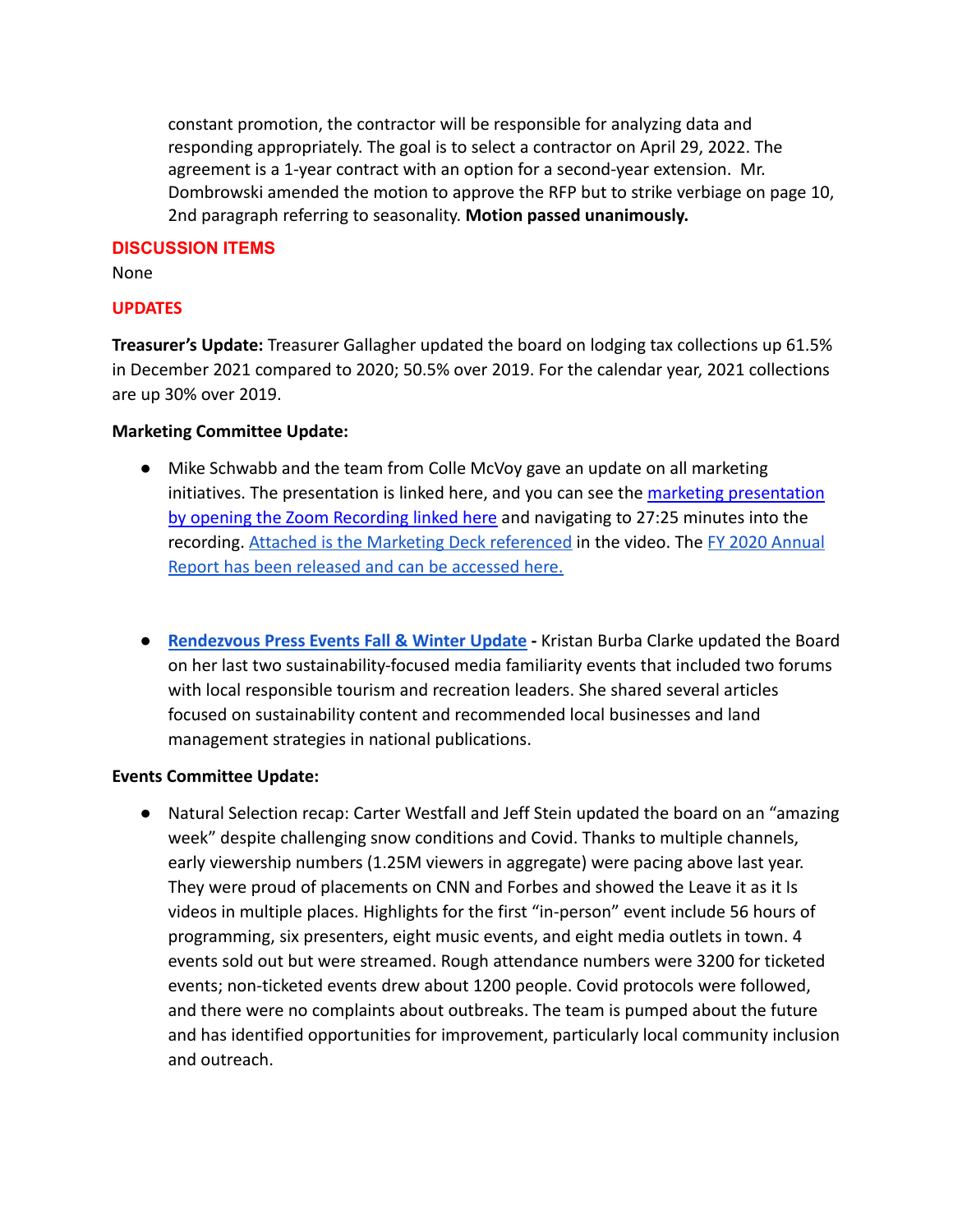constant promotion, the contractor will be responsible for analyzing data and responding appropriately. The goal is to select a contractor on April 29, 2022. The agreement is a 1-year contract with an option for a second-year extension. Mr. Dombrowski amended the motion to approve the RFP but to strike verbiage on page 10, 2nd paragraph referring to seasonality. **Motion passed unanimously.**

## DISCUSSION ITEMS

None

## UPDATES

**Treasurer's Update:** Treasurer Gallagher updated the board on lodging tax collections up 61.5% in December 2021 compared to 2020; 50.5% over 2019. For the calendar year, 2021 collections are up 30% over 2019.

**Marketing Committee Update:**

- Mike Schwabb and the team from Colle McVoy gave an update on all marketing initiatives. The presentation is linked here, and you can see the marketing presentation by opening the Zoom Recording linked here and navigating to 27:25 minutes into the recording. Attached is the Marketing Deck referenced in the video. The FY 2020 Annual Report has been released and can be accessed here.

- **Rendezvous Press Events Fall & Winter Update -** Kristan Burba Clarke updated the Board on her last two sustainability-focused media familiarity events that included two forums with local responsible tourism and recreation leaders. She shared several articles focused on sustainability content and recommended local businesses and land management strategies in national publications.

**Events Committee Update:**

- Natural Selection recap: Carter Westfall and Jeff Stein updated the board on an "amazing week" despite challenging snow conditions and Covid. Thanks to multiple channels, early viewership numbers (1.25M viewers in aggregate) were pacing above last year. They were proud of placements on CNN and Forbes and showed the Leave it as it Is videos in multiple places. Highlights for the first "in-person" event include 56 hours of programming, six presenters, eight music events, and eight media outlets in town. 4 events sold out but were streamed. Rough attendance numbers were 3200 for ticketed events; non-ticketed events drew about 1200 people. Covid protocols were followed, and there were no complaints about outbreaks. The team is pumped about the future and has identified opportunities for improvement, particularly local community inclusion and outreach.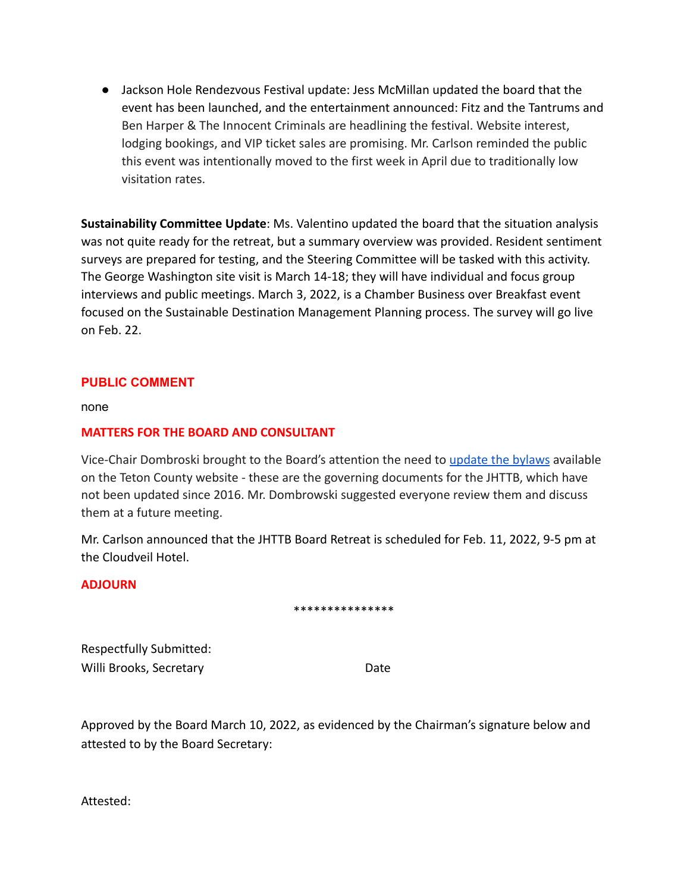- Jackson Hole Rendezvous Festival update: Jess McMillan updated the board that the event has been launched, and the entertainment announced: Fitz and the Tantrums and Ben Harper & The Innocent Criminals are headlining the festival. Website interest, lodging bookings, and VIP ticket sales are promising. Mr. Carlson reminded the public this event was intentionally moved to the first week in April due to traditionally low visitation rates.

**Sustainability Committee Update**: Ms. Valentino updated the board that the situation analysis was not quite ready for the retreat, but a summary overview was provided. Resident sentiment surveys are prepared for testing, and the Steering Committee will be tasked with this activity. The George Washington site visit is March 14-18; they will have individual and focus group interviews and public meetings. March 3, 2022, is a Chamber Business over Breakfast event focused on the Sustainable Destination Management Planning process. The survey will go live on Feb. 22.

## PUBLIC COMMENT

none

## MATTERS FOR THE BOARD AND CONSULTANT

Vice-Chair Dombroski brought to the Board's attention the need to update the bylaws available on the Teton County website - these are the governing documents for the JHTTB, which have not been updated since 2016. Mr. Dombrowski suggested everyone review them and discuss them at a future meeting.

Mr. Carlson announced that the JHTTB Board Retreat is scheduled for Feb. 11, 2022, 9-5 pm at the Cloudveil Hotel.

## ADJOURN

***************

Respectfully Submitted:
Willi Brooks, Secretary                Date

Approved by the Board March 10, 2022, as evidenced by the Chairman's signature below and attested to by the Board Secretary:

Attested: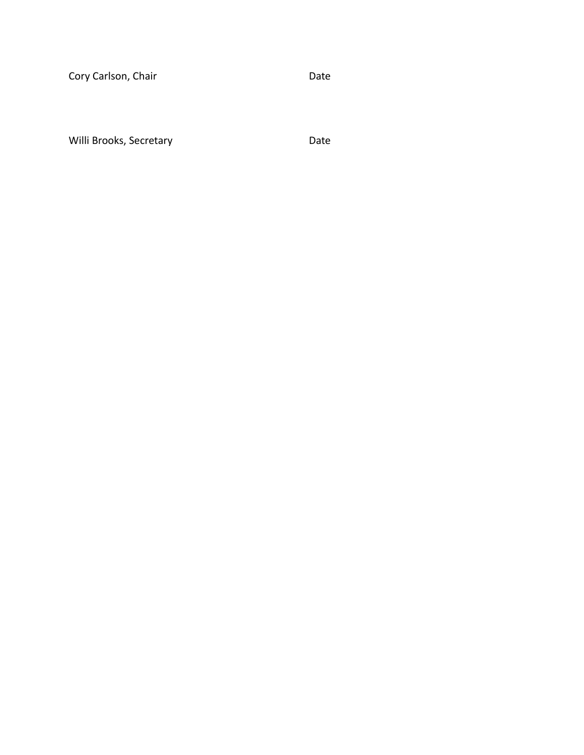Cory Carlson, Chair Date

Willi Brooks, Secretary Date